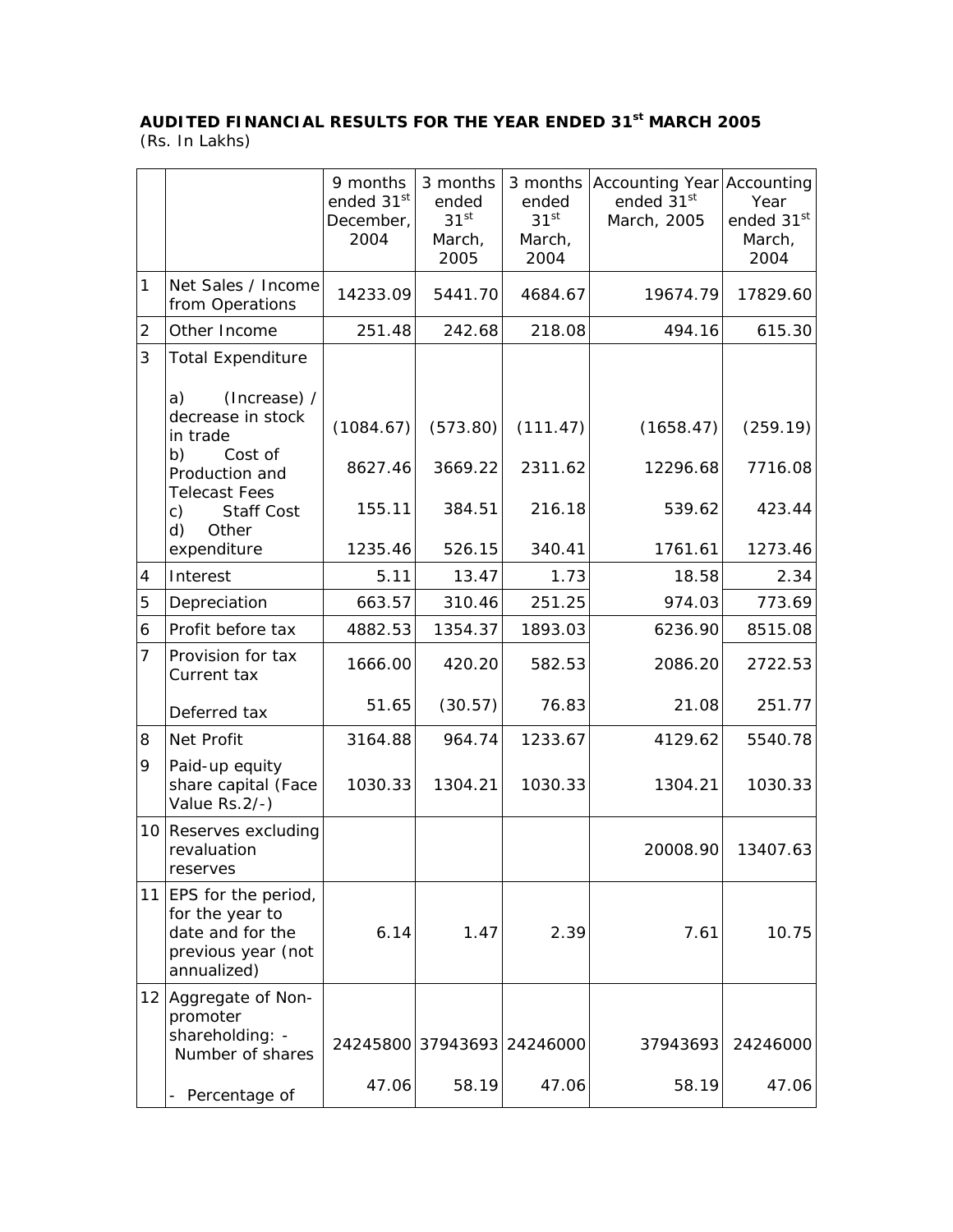**AUDITED FINANCIAL RESULTS FOR THE YEAR ENDED 31st MARCH 2005**
(Rs. In Lakhs)

| | | 9 months ended 31st December, 2004 | 3 months ended 31st March, 2005 | 3 months ended 31st March, 2004 | Accounting Year ended 31st March, 2005 | Accounting Year ended 31st March, 2004 |
|---|---|---|---|---|---|---|
| 1 | Net Sales / Income from Operations | 14233.09 | 5441.70 | 4684.67 | 19674.79 | 17829.60 |
| 2 | Other Income | 251.48 | 242.68 | 218.08 | 494.16 | 615.30 |
| 3 | Total Expenditure | | | | | |
| | a) (Increase) / decrease in stock in trade | (1084.67) | (573.80) | (111.47) | (1658.47) | (259.19) |
| | b) Cost of Production and Telecast Fees | 8627.46 | 3669.22 | 2311.62 | 12296.68 | 7716.08 |
| | c) Staff Cost | 155.11 | 384.51 | 216.18 | 539.62 | 423.44 |
| | d) Other expenditure | 1235.46 | 526.15 | 340.41 | 1761.61 | 1273.46 |
| 4 | Interest | 5.11 | 13.47 | 1.73 | 18.58 | 2.34 |
| 5 | Depreciation | 663.57 | 310.46 | 251.25 | 974.03 | 773.69 |
| 6 | Profit before tax | 4882.53 | 1354.37 | 1893.03 | 6236.90 | 8515.08 |
| 7 | Provision for tax Current tax | 1666.00 | 420.20 | 582.53 | 2086.20 | 2722.53 |
| | Deferred tax | 51.65 | (30.57) | 76.83 | 21.08 | 251.77 |
| 8 | Net Profit | 3164.88 | 964.74 | 1233.67 | 4129.62 | 5540.78 |
| 9 | Paid-up equity share capital (Face Value Rs.2/-) | 1030.33 | 1304.21 | 1030.33 | 1304.21 | 1030.33 |
| 10 | Reserves excluding revaluation reserves | | | | 20008.90 | 13407.63 |
| 11 | EPS for the period, for the year to date and for the previous year (not annualized) | 6.14 | 1.47 | 2.39 | 7.61 | 10.75 |
| 12 | Aggregate of Non-promoter shareholding: - Number of shares | 24245800 | 37943693 | 24246000 | 37943693 | 24246000 |
| | - Percentage of | 47.06 | 58.19 | 47.06 | 58.19 | 47.06 |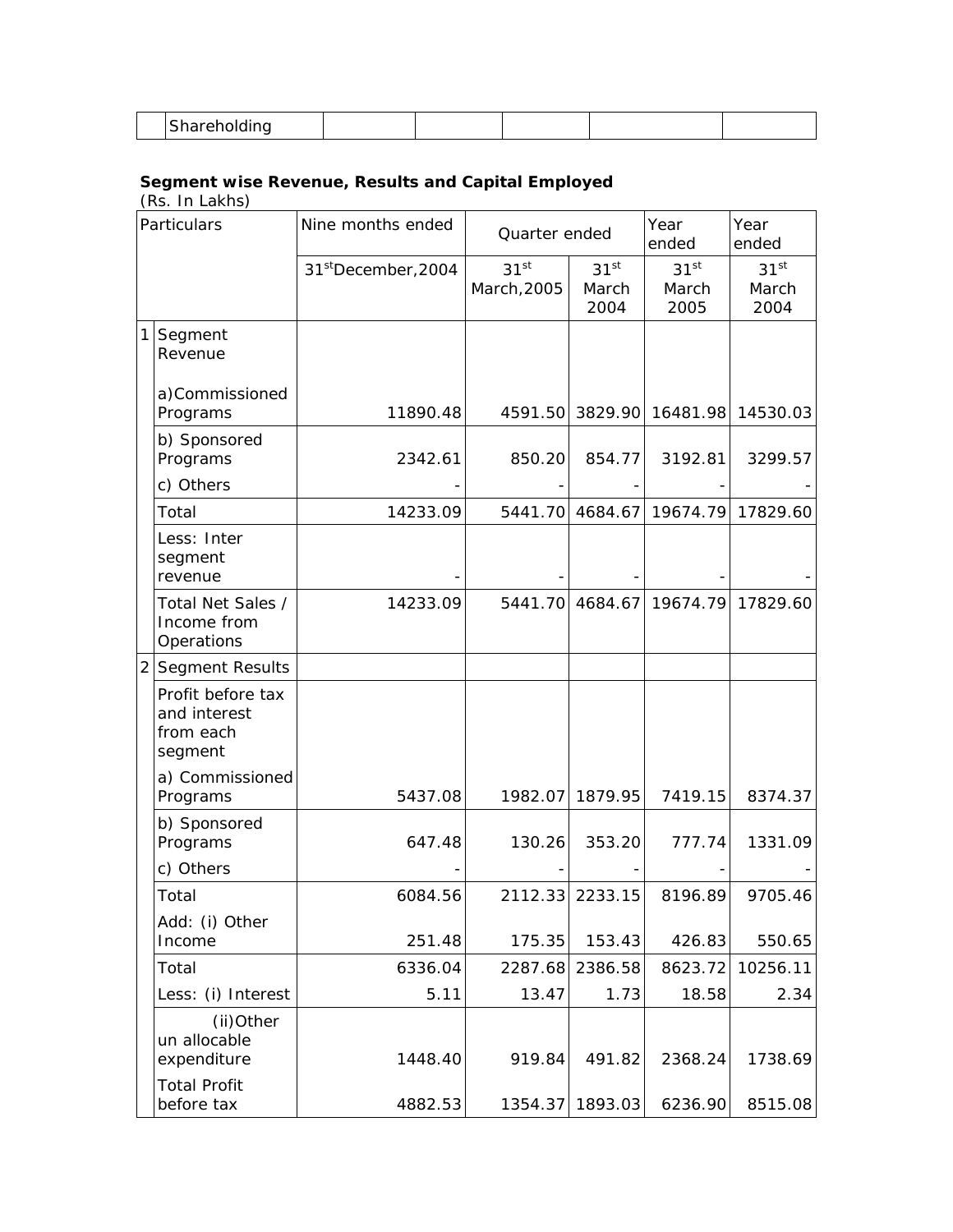|  | Shareholding |  |  |  |  |  |
|---|---|---|---|---|---|---|

**Segment wise Revenue, Results and Capital Employed**

(Rs. In Lakhs)

| Particulars | | Nine months ended | Quarter ended | | Year ended | Year ended |
|---|---|---|---|---|---|---|
| | | 31st December, 2004 | 31st March, 2005 | 31st March 2004 | 31st March 2005 | 31st March 2004 |
| 1 | Segment Revenue | | | | | |
| | a) Commissioned Programs | 11890.48 | 4591.50 | 3829.90 | 16481.98 | 14530.03 |
| | b) Sponsored Programs | 2342.61 | 850.20 | 854.77 | 3192.81 | 3299.57 |
| | c) Others | - | - | - | - | - |
| | Total | 14233.09 | 5441.70 | 4684.67 | 19674.79 | 17829.60 |
| | Less: Inter segment revenue | - | - | - | - | - |
| | Total Net Sales / Income from Operations | 14233.09 | 5441.70 | 4684.67 | 19674.79 | 17829.60 |
| 2 | Segment Results | | | | | |
| | Profit before tax and interest from each segment | | | | | |
| | a) Commissioned Programs | 5437.08 | 1982.07 | 1879.95 | 7419.15 | 8374.37 |
| | b) Sponsored Programs | 647.48 | 130.26 | 353.20 | 777.74 | 1331.09 |
| | c) Others | - | - | - | - | - |
| | Total | 6084.56 | 2112.33 | 2233.15 | 8196.89 | 9705.46 |
| | Add: (i) Other Income | 251.48 | 175.35 | 153.43 | 426.83 | 550.65 |
| | Total | 6336.04 | 2287.68 | 2386.58 | 8623.72 | 10256.11 |
| | Less: (i) Interest | 5.11 | 13.47 | 1.73 | 18.58 | 2.34 |
| | (ii) Other un allocable expenditure | 1448.40 | 919.84 | 491.82 | 2368.24 | 1738.69 |
| | Total Profit before tax | 4882.53 | 1354.37 | 1893.03 | 6236.90 | 8515.08 |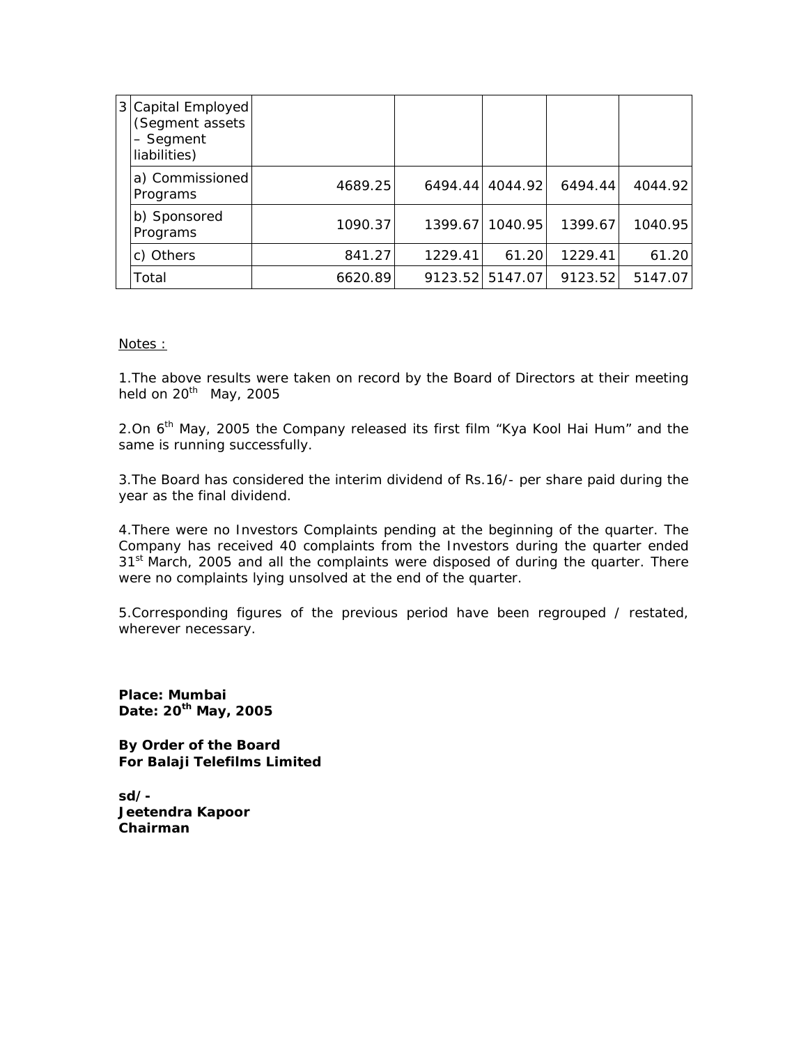| | | | | | | |
|---|---|---|---|---|---|---|
| 3 | Capital Employed (Segment assets – Segment liabilities) | | | | | |
| | a) Commissioned Programs | 4689.25 | 6494.44 | 4044.92 | 6494.44 | 4044.92 |
| | b) Sponsored Programs | 1090.37 | 1399.67 | 1040.95 | 1399.67 | 1040.95 |
| | c) Others | 841.27 | 1229.41 | 61.20 | 1229.41 | 61.20 |
| | Total | 6620.89 | 9123.52 | 5147.07 | 9123.52 | 5147.07 |

Notes :

1.The above results were taken on record by the Board of Directors at their meeting held on 20th May, 2005

2.On 6th May, 2005 the Company released its first film "Kya Kool Hai Hum" and the same is running successfully.

3.The Board has considered the interim dividend of Rs.16/- per share paid during the year as the final dividend.

4.There were no Investors Complaints pending at the beginning of the quarter. The Company has received 40 complaints from the Investors during the quarter ended 31st March, 2005 and all the complaints were disposed of during the quarter. There were no complaints lying unsolved at the end of the quarter.

5.Corresponding figures of the previous period have been regrouped / restated, wherever necessary.

**Place: Mumbai**
**Date: 20th May, 2005**

**By Order of the Board**
**For Balaji Telefilms Limited**

**sd/-**
**Jeetendra Kapoor**
**Chairman**